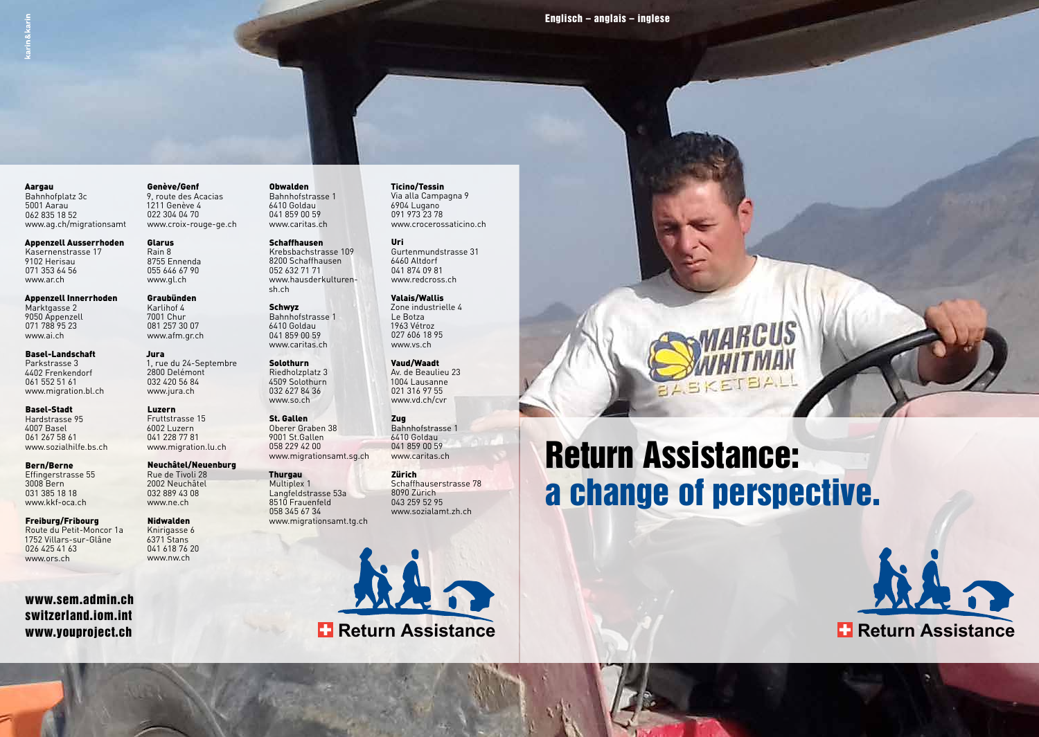Englisch – anglais – inglese

**Aargau**
Bahnhofplatz 3c
5001 Aarau
062 835 18 52
www.ag.ch/migrationsamt

**Appenzell Ausserrhoden**
Kasernenstrasse 17
9102 Herisau
071 353 64 56
www.ar.ch

**Appenzell Innerrhoden**
Marktgasse 2
9050 Appenzell
071 788 95 23
www.ai.ch

**Basel-Landschaft**
Parkstrasse 3
4402 Frenkendorf
061 552 51 61
www.migration.bl.ch

**Basel-Stadt**
Hardstrasse 95
4007 Basel
061 267 58 61
www.sozialhilfe.bs.ch

**Bern/Berne**
Effingerstrasse 55
3008 Bern
031 385 18 18
www.kkf-oca.ch

**Freiburg/Fribourg**
Route du Petit-Moncor 1a
1752 Villars-sur-Glâne
026 425 41 63
www.ors.ch

**Genève/Genf**
9, route des Acacias
1211 Genève 4
022 304 04 70
www.croix-rouge-ge.ch

**Glarus**
Rain 8
8755 Ennenda
055 646 67 90
www.gl.ch

**Graubünden**
Karlihof 4
7001 Chur
081 257 30 07
www.afm.gr.ch

**Jura**
1, rue du 24-Septembre
2800 Delémont
032 420 56 84
www.jura.ch

**Luzern**
Fruttstrasse 15
6002 Luzern
041 228 77 81
www.migration.lu.ch

**Neuchâtel/Neuenburg**
Rue de Tivoli 28
2002 Neuchâtel
032 889 43 08
www.ne.ch

**Nidwalden**
Knirigasse 6
6371 Stans
041 618 76 20
www.nw.ch

**Obwalden**
Bahnhofstrasse 1
6410 Goldau
041 859 00 59
www.caritas.ch

**Schaffhausen**
Krebsbachstrasse 109
8200 Schaffhausen
052 632 71 71
www.hausderkulturen-sh.ch

**Schwyz**
Bahnhofstrasse 1
6410 Goldau
041 859 00 59
www.caritas.ch

**Solothurn**
Riedholzplatz 3
4509 Solothurn
032 627 84 36
www.so.ch

**St. Gallen**
Oberer Graben 38
9001 St.Gallen
058 229 42 00
www.migrationsamt.sg.ch

**Thurgau**
Multiplex 1
Langfeldstrasse 53a
8510 Frauenfeld
058 345 67 34
www.migrationsamt.tg.ch

**Ticino/Tessin**
Via alla Campagna 9
6904 Lugano
091 973 23 78
www.crocerossaticino.ch

**Uri**
Gurtenmundstrasse 31
6460 Altdorf
041 874 09 81
www.redcross.ch

**Valais/Wallis**
Zone industrielle 4
Le Botza
1963 Vétroz
027 606 18 95
www.vs.ch

**Vaud/Waadt**
Av. de Beaulieu 23
1004 Lausanne
021 316 97 55
www.vd.ch/cvr

**Zug**
Bahnhofstrasse 1
6410 Goldau
041 859 00 59
www.caritas.ch

**Zürich**
Schaffhauserstrasse 78
8090 Zürich
043 259 52 95
www.sozialamt.zh.ch

**www.sem.admin.ch**
**switzerland.iom.int**
**www.youproject.ch**

Return Assistance

# Return Assistance: a change of perspective.

Return Assistance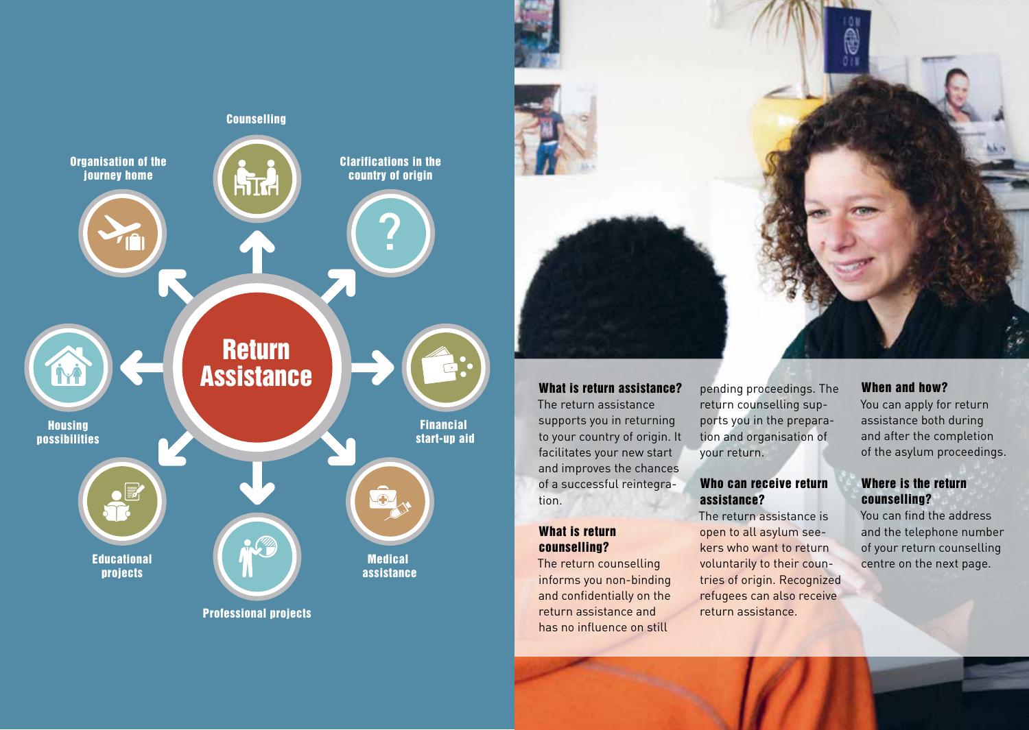Counselling

Organisation of the journey home

Clarifications in the country of origin

# Return Assistance

Housing possibilities

Financial start-up aid

Educational projects

Medical assistance

Professional projects

### What is return assistance?

The return assistance supports you in returning to your country of origin. It facilitates your new start and improves the chances of a successful reintegration.

### What is return counselling?

The return counselling informs you non-binding and confidentially on the return assistance and has no influence on still pending proceedings. The return counselling supports you in the preparation and organisation of your return.

### Who can receive return assistance?

The return assistance is open to all asylum seekers who want to return voluntarily to their countries of origin. Recognized refugees can also receive return assistance.

### When and how?

You can apply for return assistance both during and after the completion of the asylum proceedings.

### Where is the return counselling?

You can find the address and the telephone number of your return counselling centre on the next page.